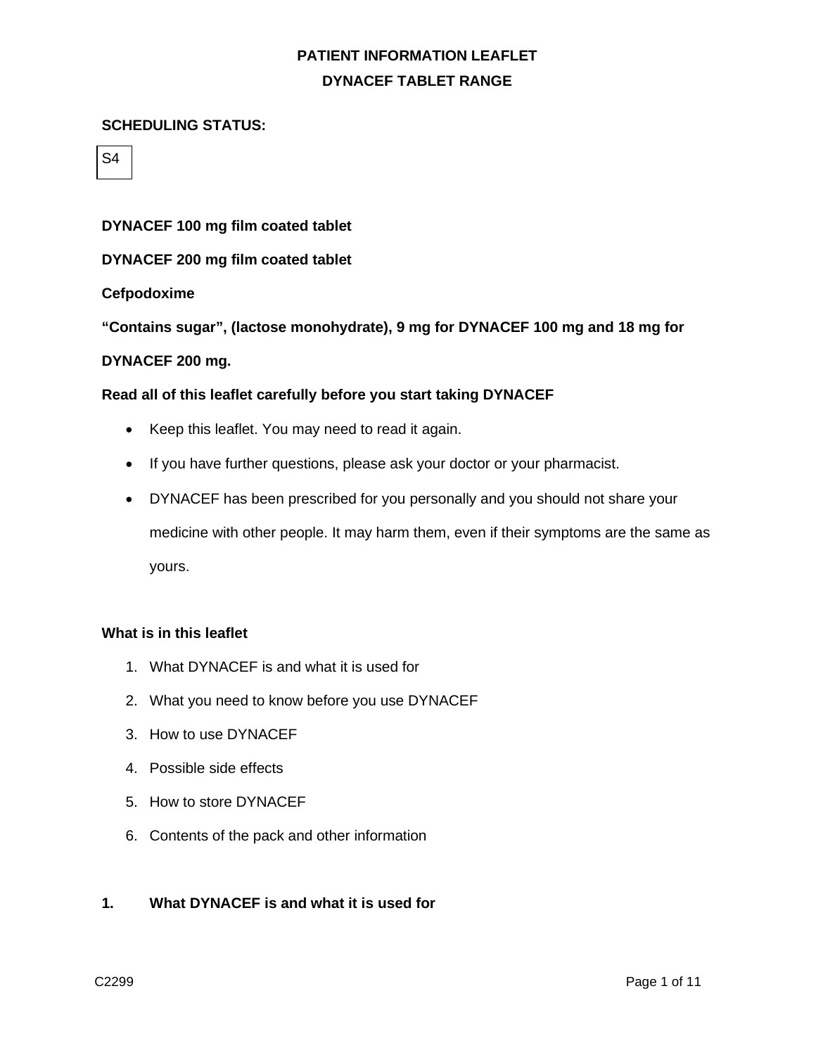# PATIENT INFORMATION LEAFLET

## DYNACEF TABLET RANGE

**SCHEDULING STATUS:**

S4

**DYNACEF 100 mg film coated tablet**

**DYNACEF 200 mg film coated tablet**

**Cefpodoxime**

**"Contains sugar", (lactose monohydrate), 9 mg for DYNACEF 100 mg and 18 mg for DYNACEF 200 mg.**

**Read all of this leaflet carefully before you start taking DYNACEF**

- Keep this leaflet. You may need to read it again.
- If you have further questions, please ask your doctor or your pharmacist.
- DYNACEF has been prescribed for you personally and you should not share your medicine with other people. It may harm them, even if their symptoms are the same as yours.

**What is in this leaflet**

1. What DYNACEF is and what it is used for
2. What you need to know before you use DYNACEF
3. How to use DYNACEF
4. Possible side effects
5. How to store DYNACEF
6. Contents of the pack and other information

### 1. What DYNACEF is and what it is used for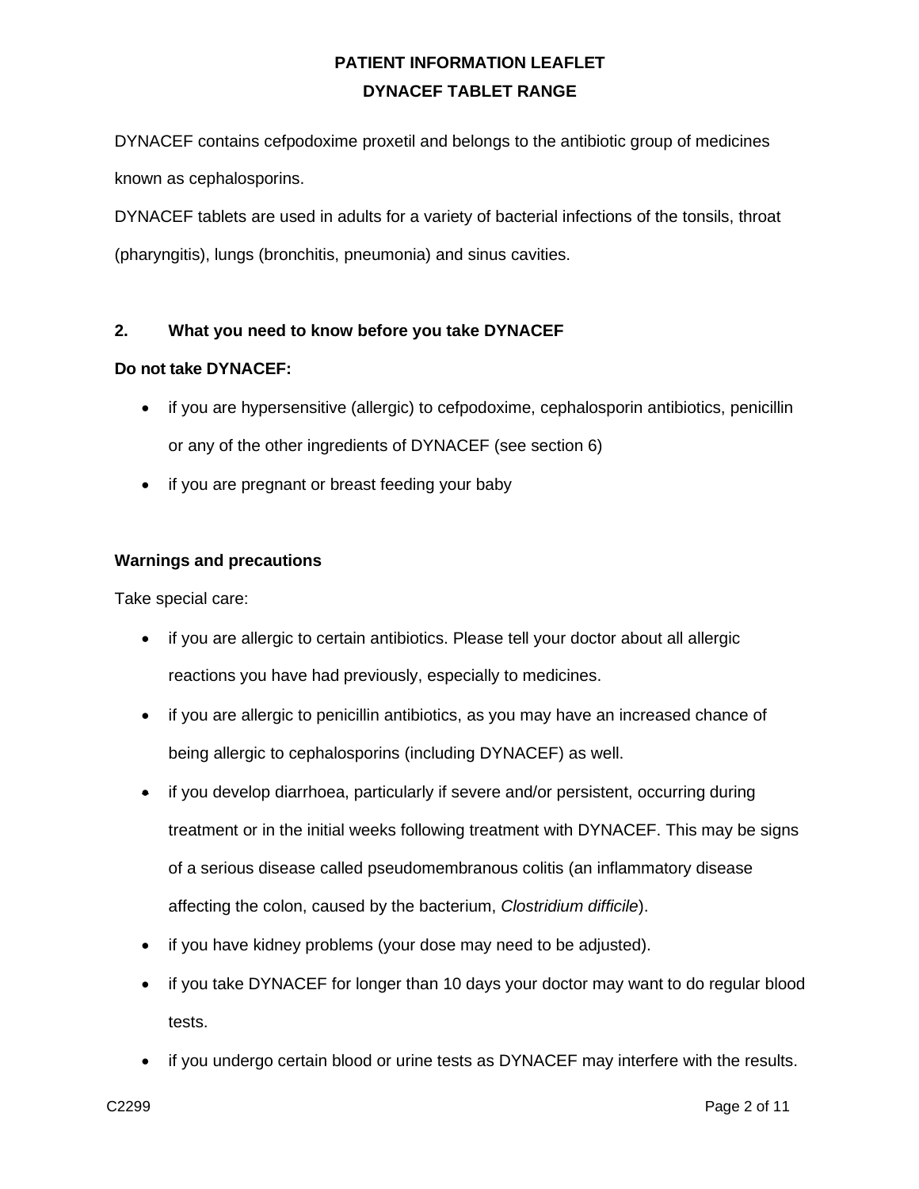DYNACEF contains cefpodoxime proxetil and belongs to the antibiotic group of medicines known as cephalosporins.

DYNACEF tablets are used in adults for a variety of bacterial infections of the tonsils, throat (pharyngitis), lungs (bronchitis, pneumonia) and sinus cavities.

## 2. What you need to know before you take DYNACEF

**Do not take DYNACEF:**

- if you are hypersensitive (allergic) to cefpodoxime, cephalosporin antibiotics, penicillin or any of the other ingredients of DYNACEF (see section 6)
- if you are pregnant or breast feeding your baby

**Warnings and precautions**

Take special care:

- if you are allergic to certain antibiotics. Please tell your doctor about all allergic reactions you have had previously, especially to medicines.
- if you are allergic to penicillin antibiotics, as you may have an increased chance of being allergic to cephalosporins (including DYNACEF) as well.
- if you develop diarrhoea, particularly if severe and/or persistent, occurring during treatment or in the initial weeks following treatment with DYNACEF. This may be signs of a serious disease called pseudomembranous colitis (an inflammatory disease affecting the colon, caused by the bacterium, *Clostridium difficile*).
- if you have kidney problems (your dose may need to be adjusted).
- if you take DYNACEF for longer than 10 days your doctor may want to do regular blood tests.
- if you undergo certain blood or urine tests as DYNACEF may interfere with the results.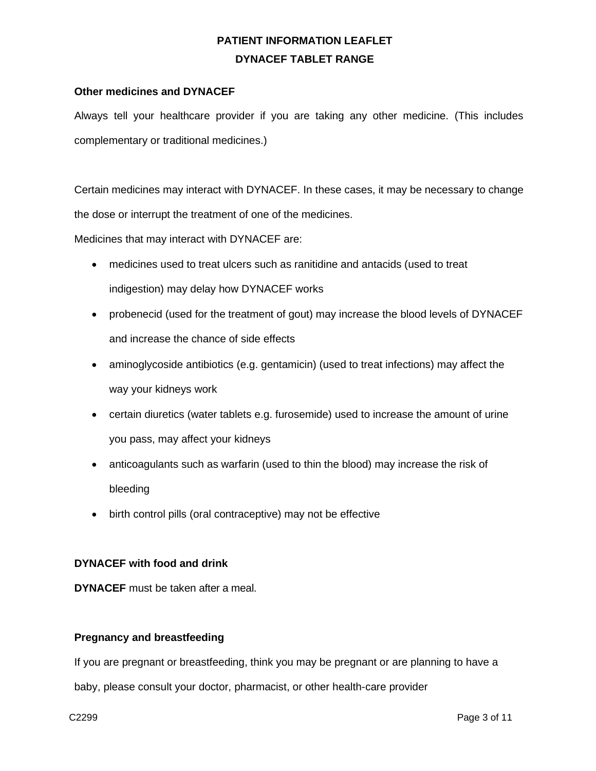**Other medicines and DYNACEF**

Always tell your healthcare provider if you are taking any other medicine. (This includes complementary or traditional medicines.)

Certain medicines may interact with DYNACEF. In these cases, it may be necessary to change the dose or interrupt the treatment of one of the medicines.

Medicines that may interact with DYNACEF are:

- medicines used to treat ulcers such as ranitidine and antacids (used to treat indigestion) may delay how DYNACEF works
- probenecid (used for the treatment of gout) may increase the blood levels of DYNACEF and increase the chance of side effects
- aminoglycoside antibiotics (e.g. gentamicin) (used to treat infections) may affect the way your kidneys work
- certain diuretics (water tablets e.g. furosemide) used to increase the amount of urine you pass, may affect your kidneys
- anticoagulants such as warfarin (used to thin the blood) may increase the risk of bleeding
- birth control pills (oral contraceptive) may not be effective

**DYNACEF with food and drink**

**DYNACEF** must be taken after a meal.

**Pregnancy and breastfeeding**

If you are pregnant or breastfeeding, think you may be pregnant or are planning to have a baby, please consult your doctor, pharmacist, or other health-care provider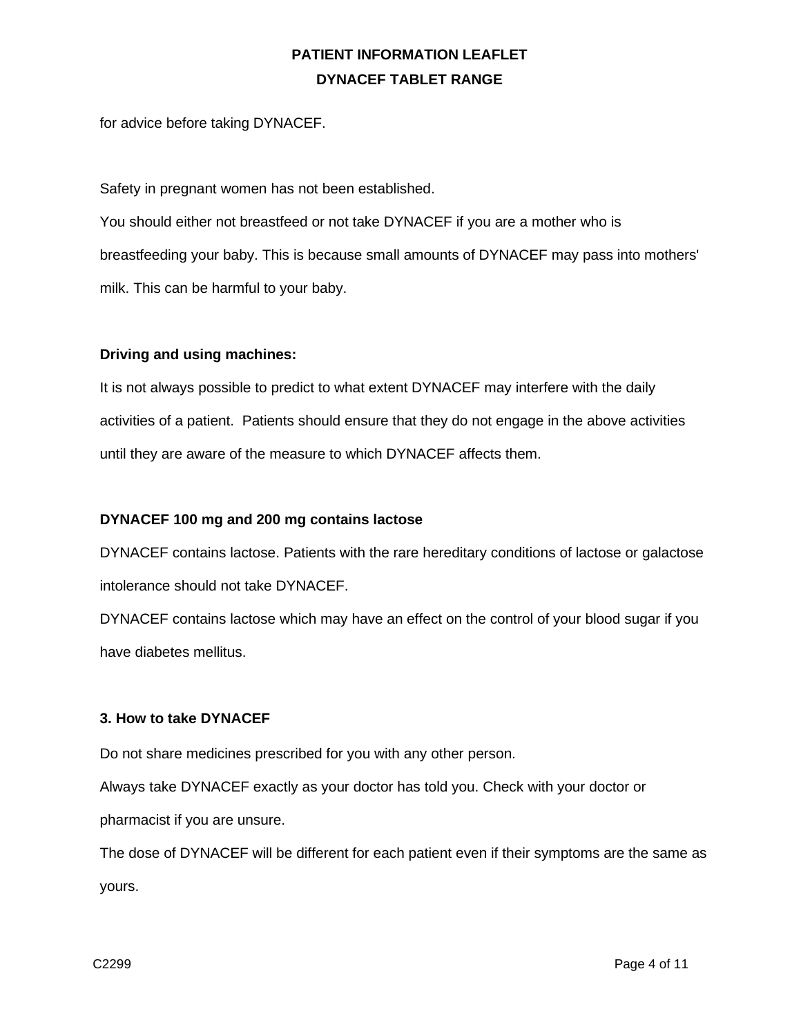for advice before taking DYNACEF.

Safety in pregnant women has not been established.

You should either not breastfeed or not take DYNACEF if you are a mother who is breastfeeding your baby. This is because small amounts of DYNACEF may pass into mothers' milk. This can be harmful to your baby.

**Driving and using machines:**

It is not always possible to predict to what extent DYNACEF may interfere with the daily activities of a patient.  Patients should ensure that they do not engage in the above activities until they are aware of the measure to which DYNACEF affects them.

**DYNACEF 100 mg and 200 mg contains lactose**

DYNACEF contains lactose. Patients with the rare hereditary conditions of lactose or galactose intolerance should not take DYNACEF.

DYNACEF contains lactose which may have an effect on the control of your blood sugar if you have diabetes mellitus.

**3. How to take DYNACEF**

Do not share medicines prescribed for you with any other person.

Always take DYNACEF exactly as your doctor has told you. Check with your doctor or pharmacist if you are unsure.

The dose of DYNACEF will be different for each patient even if their symptoms are the same as yours.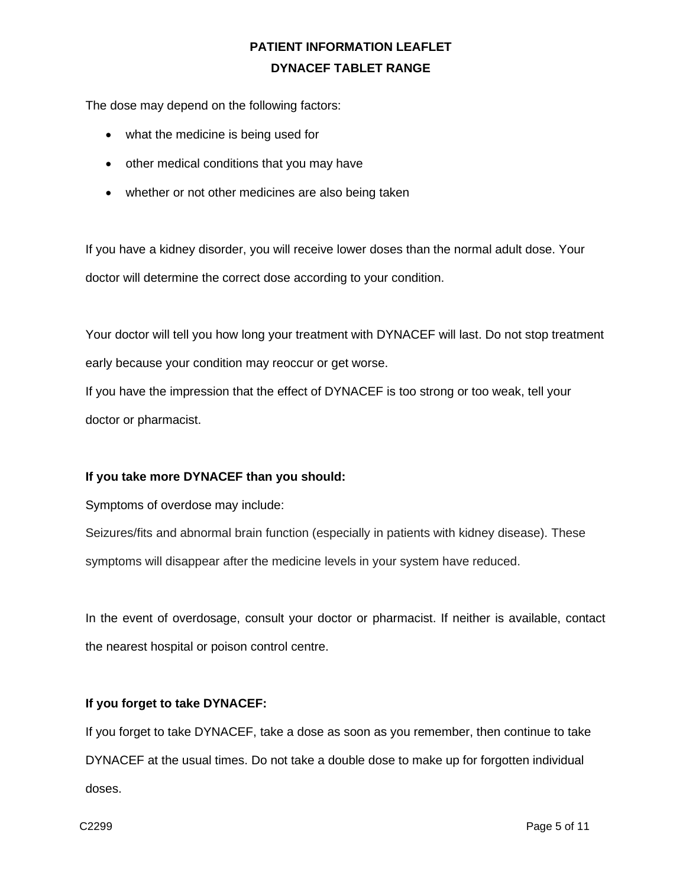The dose may depend on the following factors:

- what the medicine is being used for
- other medical conditions that you may have
- whether or not other medicines are also being taken

If you have a kidney disorder, you will receive lower doses than the normal adult dose. Your doctor will determine the correct dose according to your condition.

Your doctor will tell you how long your treatment with DYNACEF will last. Do not stop treatment early because your condition may reoccur or get worse.

If you have the impression that the effect of DYNACEF is too strong or too weak, tell your doctor or pharmacist.

**If you take more DYNACEF than you should:**

Symptoms of overdose may include:

Seizures/fits and abnormal brain function (especially in patients with kidney disease). These symptoms will disappear after the medicine levels in your system have reduced.

In the event of overdosage, consult your doctor or pharmacist. If neither is available, contact the nearest hospital or poison control centre.

**If you forget to take DYNACEF:**

If you forget to take DYNACEF, take a dose as soon as you remember, then continue to take DYNACEF at the usual times. Do not take a double dose to make up for forgotten individual doses.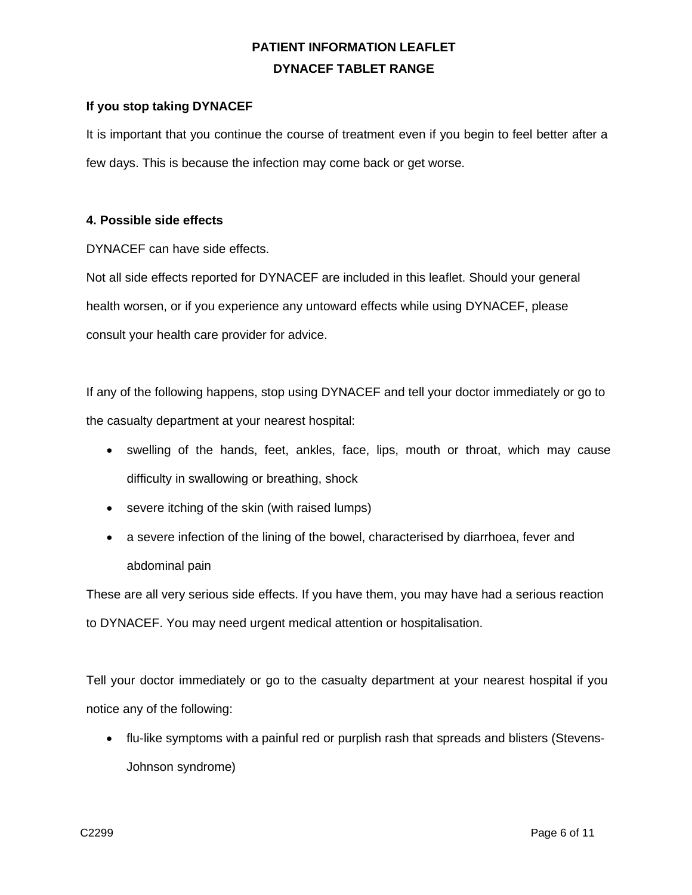**If you stop taking DYNACEF**

It is important that you continue the course of treatment even if you begin to feel better after a few days. This is because the infection may come back or get worse.

**4. Possible side effects**

DYNACEF can have side effects.

Not all side effects reported for DYNACEF are included in this leaflet. Should your general health worsen, or if you experience any untoward effects while using DYNACEF, please consult your health care provider for advice.

If any of the following happens, stop using DYNACEF and tell your doctor immediately or go to the casualty department at your nearest hospital:

- swelling of the hands, feet, ankles, face, lips, mouth or throat, which may cause difficulty in swallowing or breathing, shock
- severe itching of the skin (with raised lumps)
- a severe infection of the lining of the bowel, characterised by diarrhoea, fever and abdominal pain

These are all very serious side effects. If you have them, you may have had a serious reaction to DYNACEF. You may need urgent medical attention or hospitalisation.

Tell your doctor immediately or go to the casualty department at your nearest hospital if you notice any of the following:

- flu-like symptoms with a painful red or purplish rash that spreads and blisters (Stevens-Johnson syndrome)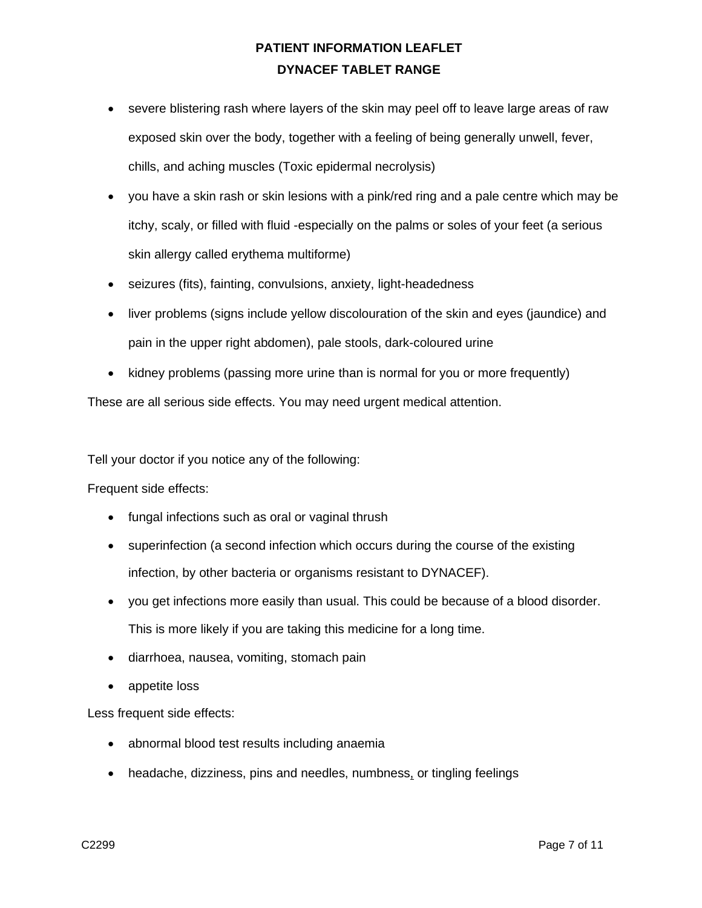- severe blistering rash where layers of the skin may peel off to leave large areas of raw exposed skin over the body, together with a feeling of being generally unwell, fever, chills, and aching muscles (Toxic epidermal necrolysis)
- you have a skin rash or skin lesions with a pink/red ring and a pale centre which may be itchy, scaly, or filled with fluid -especially on the palms or soles of your feet (a serious skin allergy called erythema multiforme)
- seizures (fits), fainting, convulsions, anxiety, light-headedness
- liver problems (signs include yellow discolouration of the skin and eyes (jaundice) and pain in the upper right abdomen), pale stools, dark-coloured urine
- kidney problems (passing more urine than is normal for you or more frequently)

These are all serious side effects. You may need urgent medical attention.

Tell your doctor if you notice any of the following:

Frequent side effects:

- fungal infections such as oral or vaginal thrush
- superinfection (a second infection which occurs during the course of the existing infection, by other bacteria or organisms resistant to DYNACEF).
- you get infections more easily than usual. This could be because of a blood disorder. This is more likely if you are taking this medicine for a long time.
- diarrhoea, nausea, vomiting, stomach pain
- appetite loss

Less frequent side effects:

- abnormal blood test results including anaemia
- headache, dizziness, pins and needles, numbness, or tingling feelings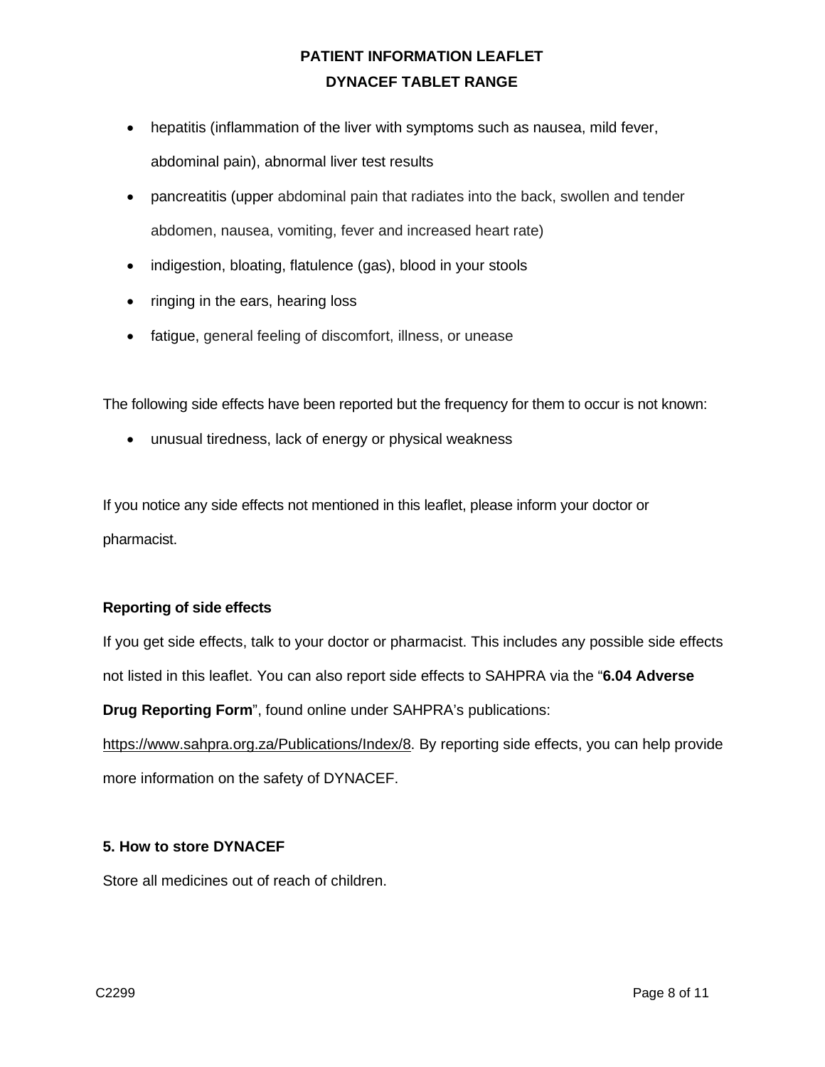- hepatitis (inflammation of the liver with symptoms such as nausea, mild fever, abdominal pain), abnormal liver test results
- pancreatitis (upper abdominal pain that radiates into the back, swollen and tender abdomen, nausea, vomiting, fever and increased heart rate)
- indigestion, bloating, flatulence (gas), blood in your stools
- ringing in the ears, hearing loss
- fatigue, general feeling of discomfort, illness, or unease

The following side effects have been reported but the frequency for them to occur is not known:

- unusual tiredness, lack of energy or physical weakness

If you notice any side effects not mentioned in this leaflet, please inform your doctor or pharmacist.

**Reporting of side effects**

If you get side effects, talk to your doctor or pharmacist. This includes any possible side effects not listed in this leaflet. You can also report side effects to SAHPRA via the "**6.04 Adverse Drug Reporting Form**", found online under SAHPRA's publications: https://www.sahpra.org.za/Publications/Index/8. By reporting side effects, you can help provide more information on the safety of DYNACEF.

**5. How to store DYNACEF**

Store all medicines out of reach of children.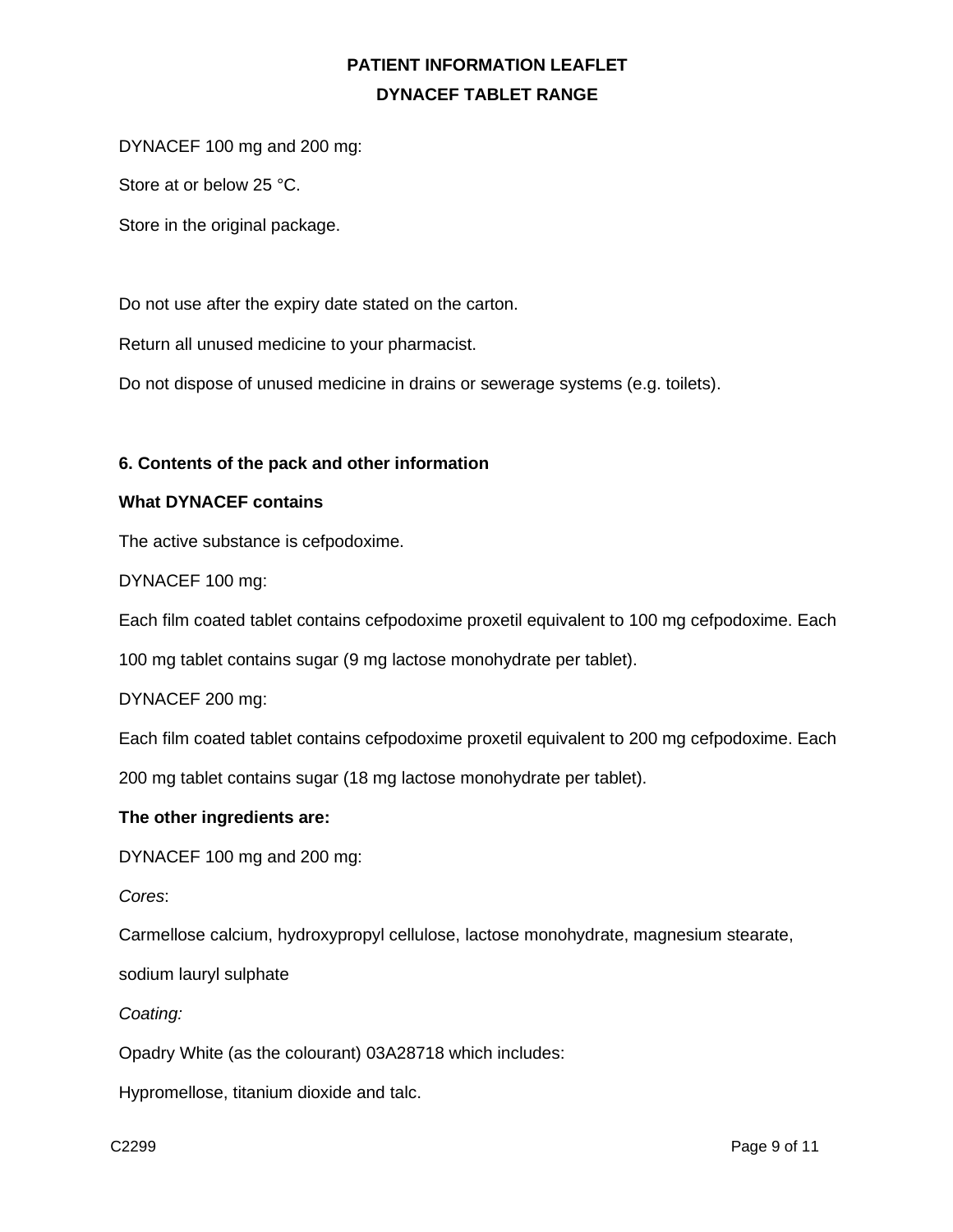DYNACEF 100 mg and 200 mg:

Store at or below 25 °C.

Store in the original package.

Do not use after the expiry date stated on the carton.

Return all unused medicine to your pharmacist.

Do not dispose of unused medicine in drains or sewerage systems (e.g. toilets).

## 6. Contents of the pack and other information

**What DYNACEF contains**

The active substance is cefpodoxime.

DYNACEF 100 mg:

Each film coated tablet contains cefpodoxime proxetil equivalent to 100 mg cefpodoxime. Each 100 mg tablet contains sugar (9 mg lactose monohydrate per tablet).

DYNACEF 200 mg:

Each film coated tablet contains cefpodoxime proxetil equivalent to 200 mg cefpodoxime. Each 200 mg tablet contains sugar (18 mg lactose monohydrate per tablet).

**The other ingredients are:**

DYNACEF 100 mg and 200 mg:

*Cores*:

Carmellose calcium, hydroxypropyl cellulose, lactose monohydrate, magnesium stearate, sodium lauryl sulphate

*Coating:*

Opadry White (as the colourant) 03A28718 which includes:

Hypromellose, titanium dioxide and talc.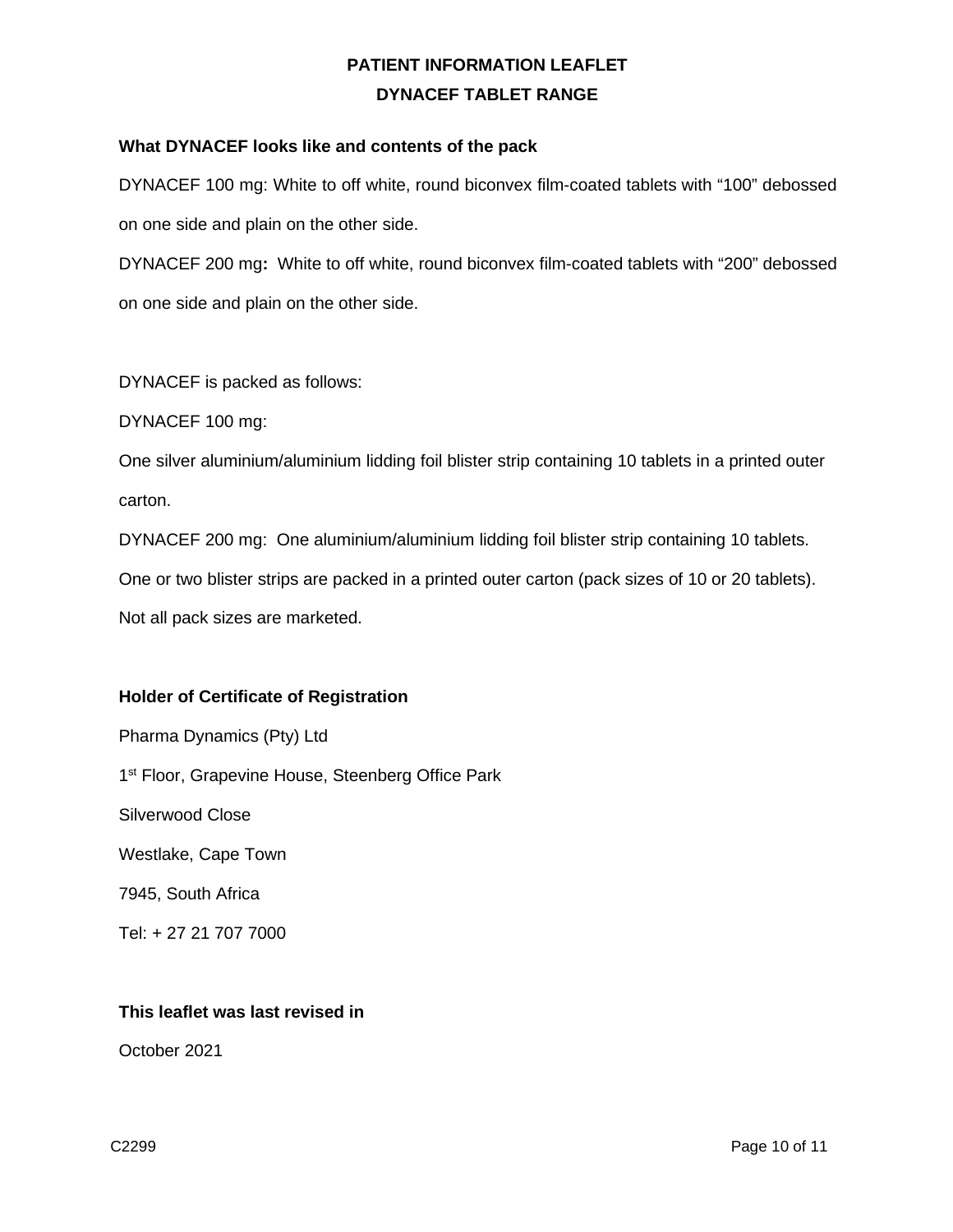**What DYNACEF looks like and contents of the pack**

DYNACEF 100 mg: White to off white, round biconvex film-coated tablets with "100" debossed on one side and plain on the other side.

DYNACEF 200 mg**:** White to off white, round biconvex film-coated tablets with "200" debossed on one side and plain on the other side.

DYNACEF is packed as follows:

DYNACEF 100 mg:

One silver aluminium/aluminium lidding foil blister strip containing 10 tablets in a printed outer carton.

DYNACEF 200 mg: One aluminium/aluminium lidding foil blister strip containing 10 tablets. One or two blister strips are packed in a printed outer carton (pack sizes of 10 or 20 tablets).

Not all pack sizes are marketed.

**Holder of Certificate of Registration**

Pharma Dynamics (Pty) Ltd

1st Floor, Grapevine House, Steenberg Office Park

Silverwood Close

Westlake, Cape Town

7945, South Africa

Tel: + 27 21 707 7000

**This leaflet was last revised in**

October 2021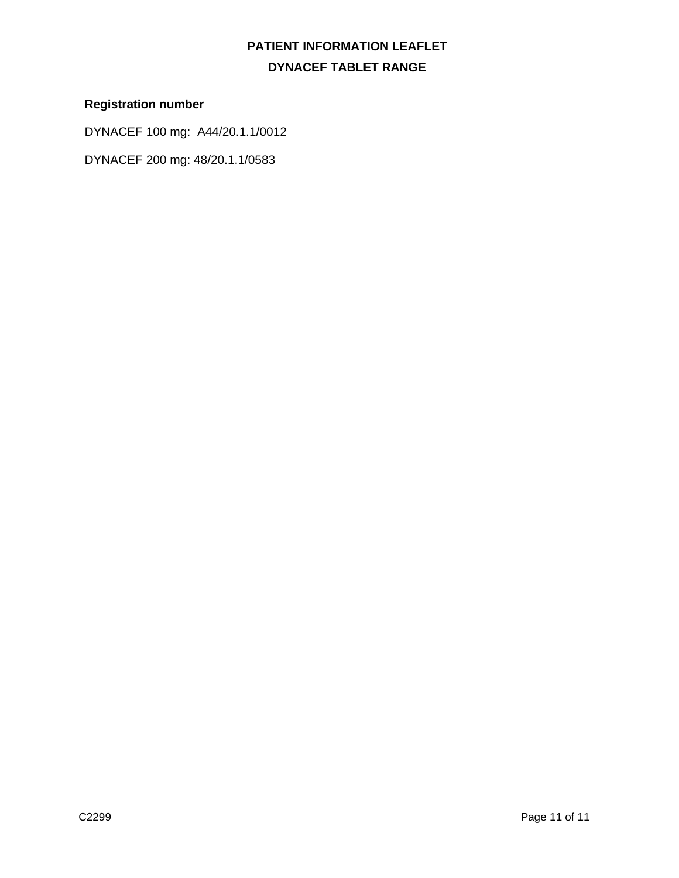# PATIENT INFORMATION LEAFLET

## DYNACEF TABLET RANGE

**Registration number**

DYNACEF 100 mg: A44/20.1.1/0012

DYNACEF 200 mg: 48/20.1.1/0583